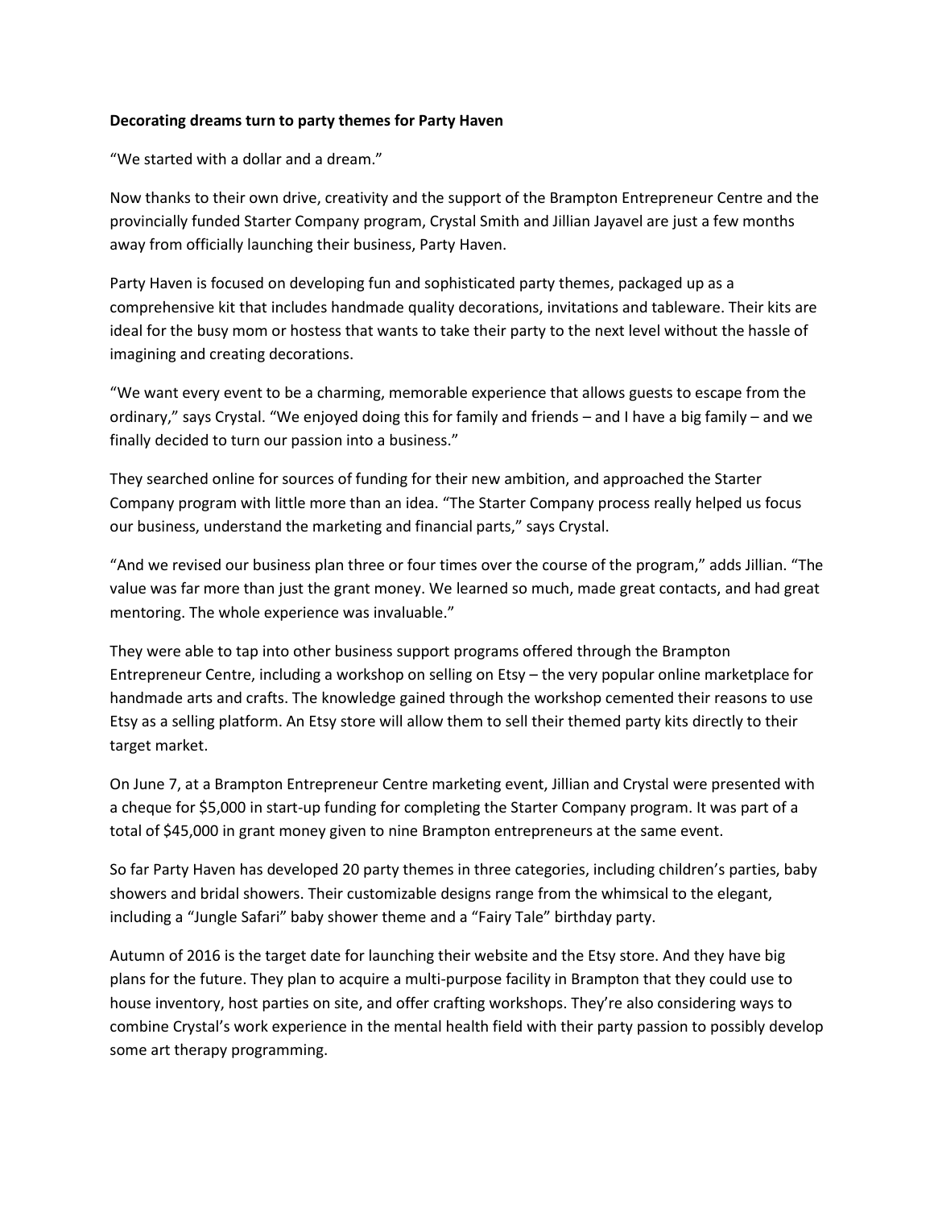**Decorating dreams turn to party themes for Party Haven**

“We started with a dollar and a dream.”

Now thanks to their own drive, creativity and the support of the Brampton Entrepreneur Centre and the provincially funded Starter Company program, Crystal Smith and Jillian Jayavel are just a few months away from officially launching their business, Party Haven.

Party Haven is focused on developing fun and sophisticated party themes, packaged up as a comprehensive kit that includes handmade quality decorations, invitations and tableware. Their kits are ideal for the busy mom or hostess that wants to take their party to the next level without the hassle of imagining and creating decorations.

“We want every event to be a charming, memorable experience that allows guests to escape from the ordinary,” says Crystal. “We enjoyed doing this for family and friends – and I have a big family – and we finally decided to turn our passion into a business.”

They searched online for sources of funding for their new ambition, and approached the Starter Company program with little more than an idea. “The Starter Company process really helped us focus our business, understand the marketing and financial parts,” says Crystal.

“And we revised our business plan three or four times over the course of the program,” adds Jillian. “The value was far more than just the grant money. We learned so much, made great contacts, and had great mentoring. The whole experience was invaluable.”

They were able to tap into other business support programs offered through the Brampton Entrepreneur Centre, including a workshop on selling on Etsy – the very popular online marketplace for handmade arts and crafts. The knowledge gained through the workshop cemented their reasons to use Etsy as a selling platform. An Etsy store will allow them to sell their themed party kits directly to their target market.

On June 7, at a Brampton Entrepreneur Centre marketing event, Jillian and Crystal were presented with a cheque for $5,000 in start-up funding for completing the Starter Company program. It was part of a total of $45,000 in grant money given to nine Brampton entrepreneurs at the same event.

So far Party Haven has developed 20 party themes in three categories, including children’s parties, baby showers and bridal showers. Their customizable designs range from the whimsical to the elegant, including a “Jungle Safari” baby shower theme and a “Fairy Tale” birthday party.

Autumn of 2016 is the target date for launching their website and the Etsy store. And they have big plans for the future. They plan to acquire a multi-purpose facility in Brampton that they could use to house inventory, host parties on site, and offer crafting workshops. They’re also considering ways to combine Crystal’s work experience in the mental health field with their party passion to possibly develop some art therapy programming.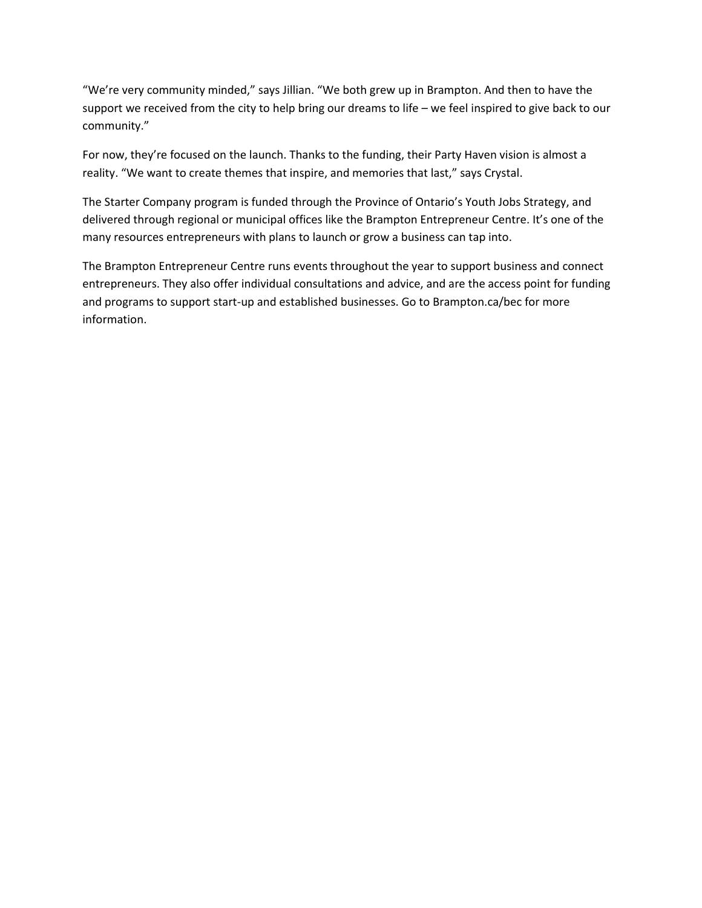“We’re very community minded,” says Jillian. “We both grew up in Brampton. And then to have the support we received from the city to help bring our dreams to life – we feel inspired to give back to our community.”

For now, they’re focused on the launch. Thanks to the funding, their Party Haven vision is almost a reality. “We want to create themes that inspire, and memories that last,” says Crystal.

The Starter Company program is funded through the Province of Ontario’s Youth Jobs Strategy, and delivered through regional or municipal offices like the Brampton Entrepreneur Centre. It’s one of the many resources entrepreneurs with plans to launch or grow a business can tap into.

The Brampton Entrepreneur Centre runs events throughout the year to support business and connect entrepreneurs. They also offer individual consultations and advice, and are the access point for funding and programs to support start-up and established businesses. Go to Brampton.ca/bec for more information.